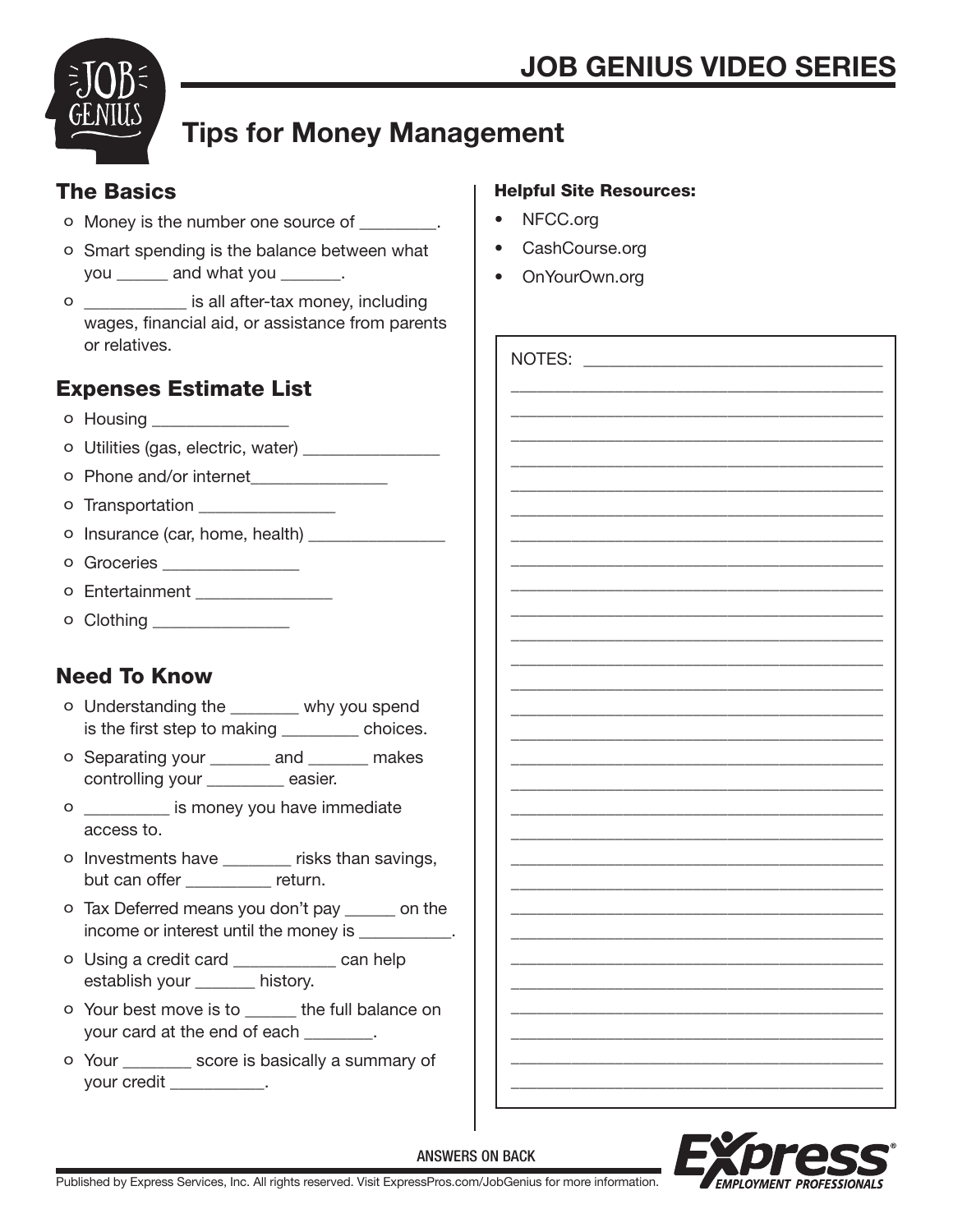# JOB GENIUS VIDEO SERIES

## Tips for Money Management

### The Basics

- Money is the number one source of _________.
- Smart spending is the balance between what you ______ and what you _______.
- ___________ is all after-tax money, including wages, financial aid, or assistance from parents or relatives.

### Expenses Estimate List

- Housing _______________
- Utilities (gas, electric, water) _______________
- Phone and/or internet_______________
- Transportation _______________
- Insurance (car, home, health) _______________
- Groceries _______________
- Entertainment _______________
- Clothing _______________

### Need To Know

- Understanding the ________ why you spend is the first step to making _________ choices.
- Separating your _______ and _______ makes controlling your _________ easier.
- _________ is money you have immediate access to.
- Investments have ________ risks than savings, but can offer _________ return.
- Tax Deferred means you don't pay ______ on the income or interest until the money is __________.
- Using a credit card ___________ can help establish your _______ history.
- Your best move is to ______ the full balance on your card at the end of each ________.
- Your ________ score is basically a summary of your credit ___________.

**Helpful Site Resources:**

- NFCC.org
- CashCourse.org
- OnYourOwn.org

NOTES: ___________________________________

ANSWERS ON BACK

Published by Express Services, Inc. All rights reserved. Visit ExpressPros.com/JobGenius for more information.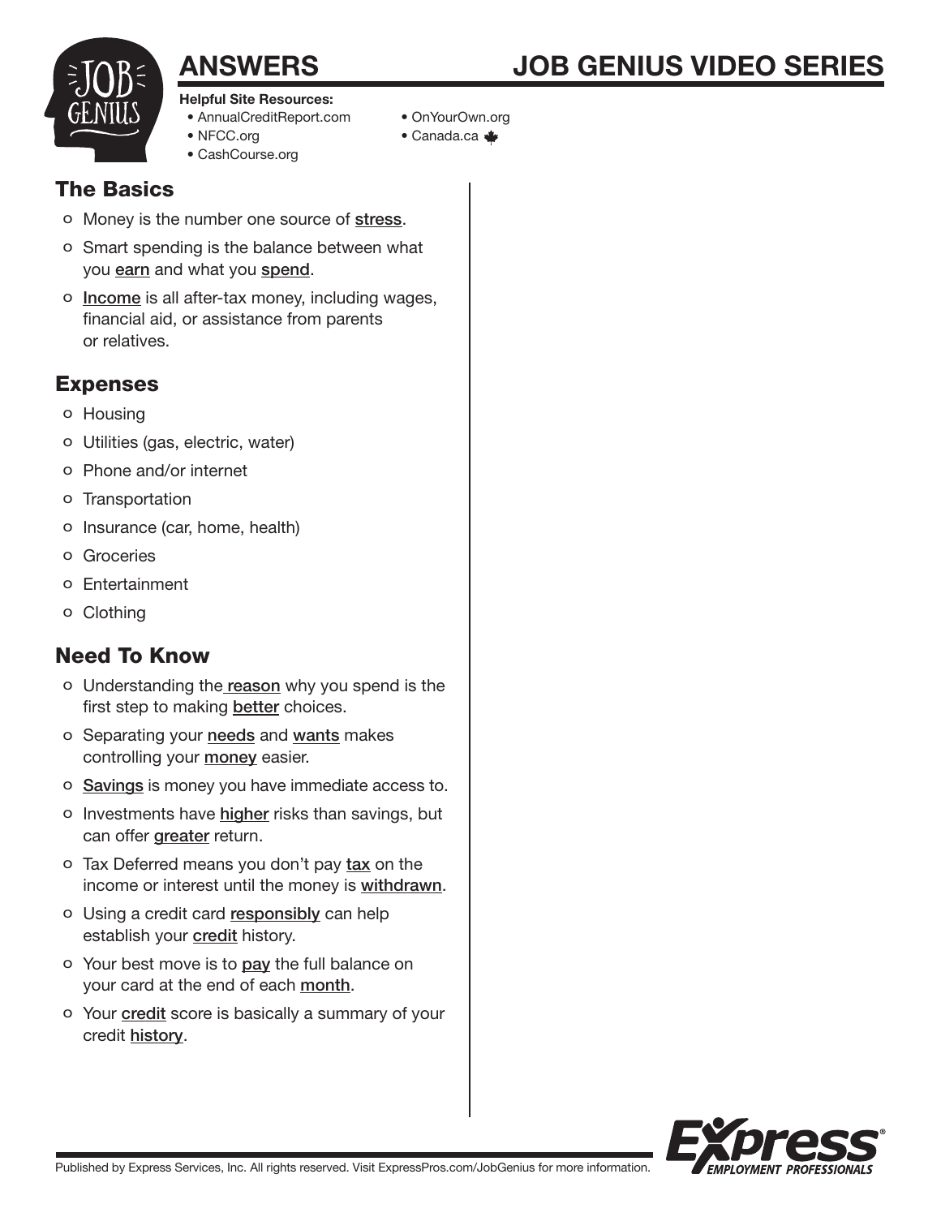# ANSWERS

# JOB GENIUS VIDEO SERIES

**Helpful Site Resources:**

- AnnualCreditReport.com
- NFCC.org
- CashCourse.org
- OnYourOwn.org
- Canada.ca

## The Basics

- Money is the number one source of stress.
- Smart spending is the balance between what you earn and what you spend.
- Income is all after-tax money, including wages, financial aid, or assistance from parents or relatives.

## Expenses

- Housing
- Utilities (gas, electric, water)
- Phone and/or internet
- Transportation
- Insurance (car, home, health)
- Groceries
- Entertainment
- Clothing

## Need To Know

- Understanding the reason why you spend is the first step to making better choices.
- Separating your needs and wants makes controlling your money easier.
- Savings is money you have immediate access to.
- Investments have higher risks than savings, but can offer greater return.
- Tax Deferred means you don't pay tax on the income or interest until the money is withdrawn.
- Using a credit card responsibly can help establish your credit history.
- Your best move is to pay the full balance on your card at the end of each month.
- Your credit score is basically a summary of your credit history.

Published by Express Services, Inc. All rights reserved. Visit ExpressPros.com/JobGenius for more information.